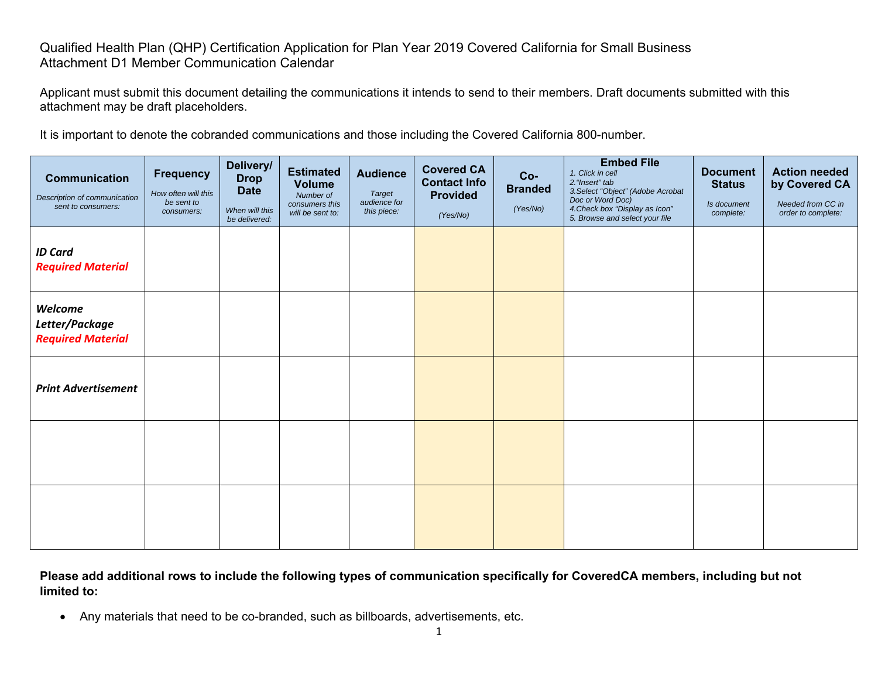Qualified Health Plan (QHP) Certification Application for Plan Year 2019 Covered California for Small Business
Attachment D1 Member Communication Calendar

Applicant must submit this document detailing the communications it intends to send to their members. Draft documents submitted with this attachment may be draft placeholders.

It is important to denote the cobranded communications and those including the Covered California 800-number.

| **Communication** *Description of communication sent to consumers:* | **Frequency** *How often will this be sent to consumers:* | **Delivery/ Drop Date** *When will this be delivered:* | **Estimated Volume** *Number of consumers this will be sent to:* | **Audience** *Target audience for this piece:* | **Covered CA Contact Info Provided** *(Yes/No)* | **Co-Branded** *(Yes/No)* | **Embed File** *1. Click in cell 2."Insert" tab 3.Select "Object" (Adobe Acrobat Doc or Word Doc) 4.Check box "Display as Icon" 5. Browse and select your file* | **Document Status** *Is document complete:* | **Action needed by Covered CA** *Needed from CC in order to complete:* |
|---|---|---|---|---|---|---|---|---|---|
| ***ID Card*** ***Required Material*** | | | | | | | | | |
| ***Welcome Letter/Package*** ***Required Material*** | | | | | | | | | |
| ***Print Advertisement*** | | | | | | | | | |
| | | | | | | | | | |
| | | | | | | | | | |

**Please add additional rows to include the following types of communication specifically for CoveredCA members, including but not limited to:**

- Any materials that need to be co-branded, such as billboards, advertisements, etc.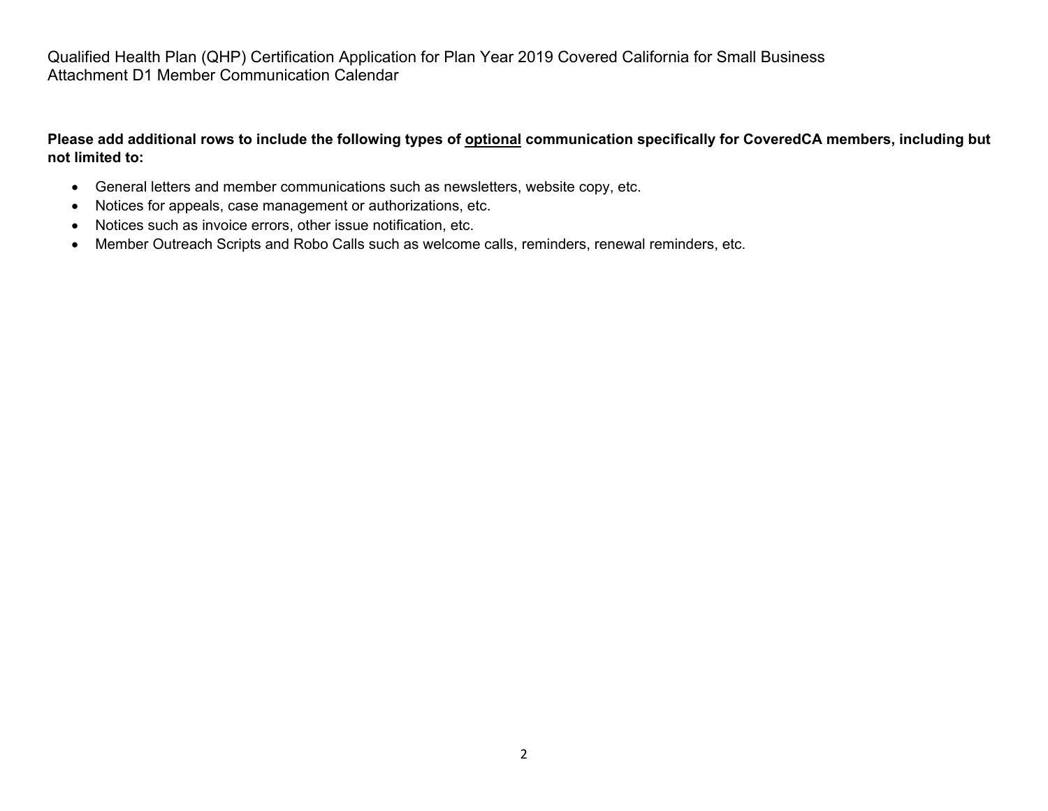Qualified Health Plan (QHP) Certification Application for Plan Year 2019 Covered California for Small Business
Attachment D1 Member Communication Calendar

**Please add additional rows to include the following types of <u>optional</u> communication specifically for CoveredCA members, including but not limited to:**

- General letters and member communications such as newsletters, website copy, etc.
- Notices for appeals, case management or authorizations, etc.
- Notices such as invoice errors, other issue notification, etc.
- Member Outreach Scripts and Robo Calls such as welcome calls, reminders, renewal reminders, etc.